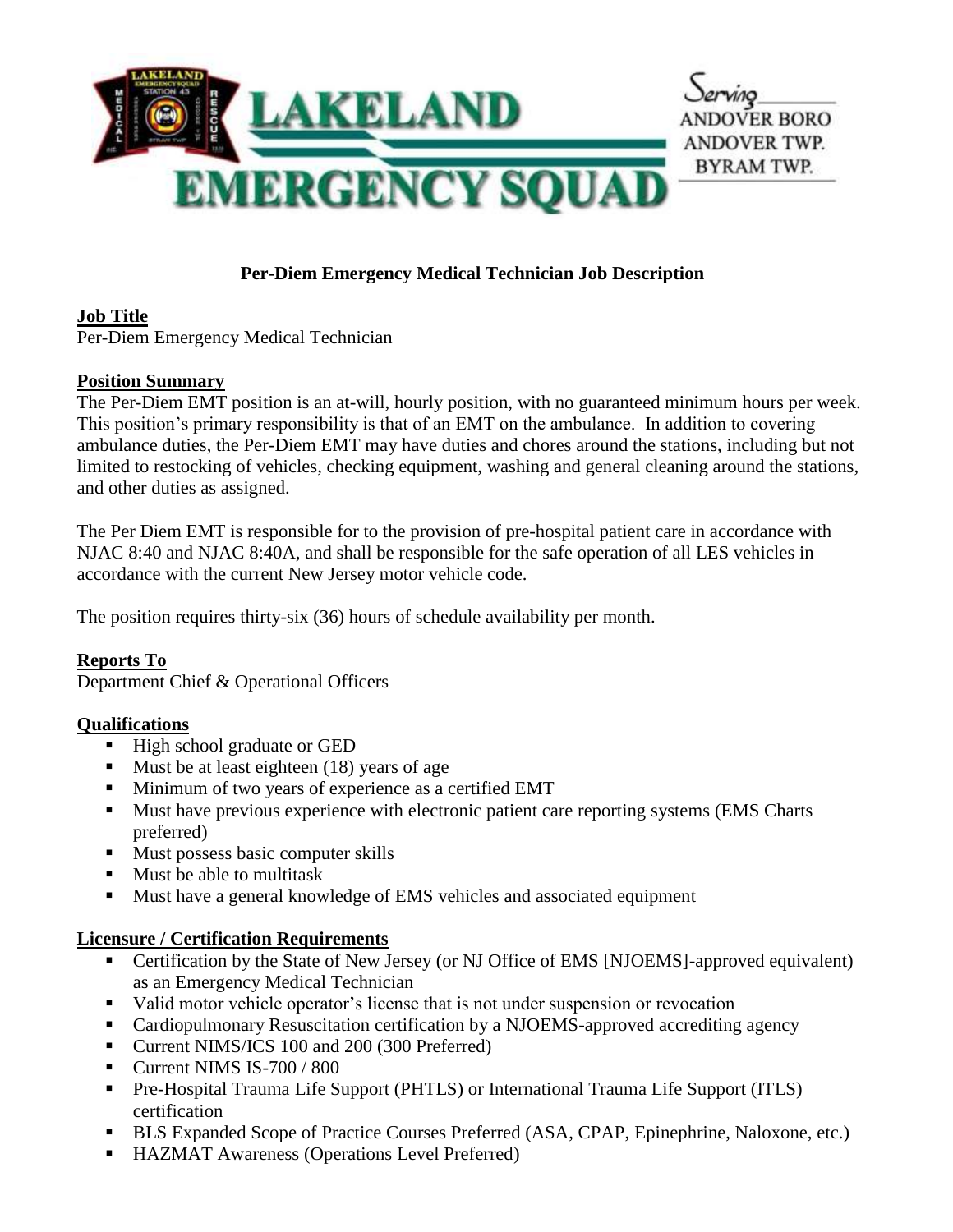# LAKELAND EMERGENCY SQUAD

Serving
ANDOVER BORO
ANDOVER TWP.
BYRAM TWP.

## Per-Diem Emergency Medical Technician Job Description

### Job Title

Per-Diem Emergency Medical Technician

### Position Summary

The Per-Diem EMT position is an at-will, hourly position, with no guaranteed minimum hours per week. This position's primary responsibility is that of an EMT on the ambulance. In addition to covering ambulance duties, the Per-Diem EMT may have duties and chores around the stations, including but not limited to restocking of vehicles, checking equipment, washing and general cleaning around the stations, and other duties as assigned.

The Per Diem EMT is responsible for to the provision of pre-hospital patient care in accordance with NJAC 8:40 and NJAC 8:40A, and shall be responsible for the safe operation of all LES vehicles in accordance with the current New Jersey motor vehicle code.

The position requires thirty-six (36) hours of schedule availability per month.

### Reports To

Department Chief & Operational Officers

### Qualifications

- High school graduate or GED
- Must be at least eighteen (18) years of age
- Minimum of two years of experience as a certified EMT
- Must have previous experience with electronic patient care reporting systems (EMS Charts preferred)
- Must possess basic computer skills
- Must be able to multitask
- Must have a general knowledge of EMS vehicles and associated equipment

### Licensure / Certification Requirements

- Certification by the State of New Jersey (or NJ Office of EMS [NJOEMS]-approved equivalent) as an Emergency Medical Technician
- Valid motor vehicle operator's license that is not under suspension or revocation
- Cardiopulmonary Resuscitation certification by a NJOEMS-approved accrediting agency
- Current NIMS/ICS 100 and 200 (300 Preferred)
- Current NIMS IS-700 / 800
- Pre-Hospital Trauma Life Support (PHTLS) or International Trauma Life Support (ITLS) certification
- BLS Expanded Scope of Practice Courses Preferred (ASA, CPAP, Epinephrine, Naloxone, etc.)
- HAZMAT Awareness (Operations Level Preferred)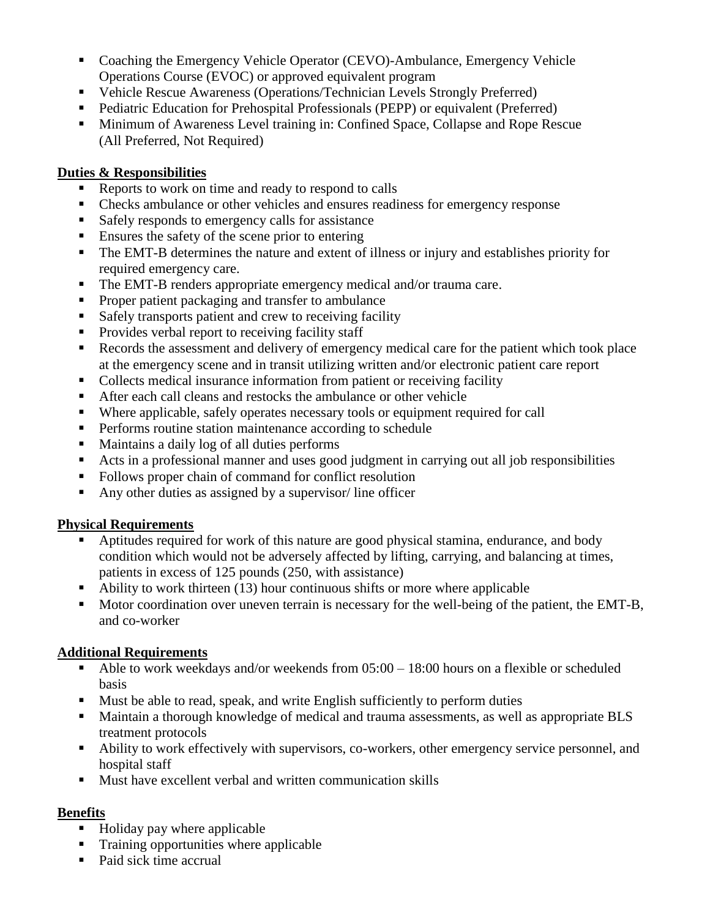- Coaching the Emergency Vehicle Operator (CEVO)-Ambulance, Emergency Vehicle Operations Course (EVOC) or approved equivalent program
- Vehicle Rescue Awareness (Operations/Technician Levels Strongly Preferred)
- Pediatric Education for Prehospital Professionals (PEPP) or equivalent (Preferred)
- Minimum of Awareness Level training in: Confined Space, Collapse and Rope Rescue (All Preferred, Not Required)

**Duties & Responsibilities**

- Reports to work on time and ready to respond to calls
- Checks ambulance or other vehicles and ensures readiness for emergency response
- Safely responds to emergency calls for assistance
- Ensures the safety of the scene prior to entering
- The EMT-B determines the nature and extent of illness or injury and establishes priority for required emergency care.
- The EMT-B renders appropriate emergency medical and/or trauma care.
- Proper patient packaging and transfer to ambulance
- Safely transports patient and crew to receiving facility
- Provides verbal report to receiving facility staff
- Records the assessment and delivery of emergency medical care for the patient which took place at the emergency scene and in transit utilizing written and/or electronic patient care report
- Collects medical insurance information from patient or receiving facility
- After each call cleans and restocks the ambulance or other vehicle
- Where applicable, safely operates necessary tools or equipment required for call
- Performs routine station maintenance according to schedule
- Maintains a daily log of all duties performs
- Acts in a professional manner and uses good judgment in carrying out all job responsibilities
- Follows proper chain of command for conflict resolution
- Any other duties as assigned by a supervisor/ line officer

**Physical Requirements**

- Aptitudes required for work of this nature are good physical stamina, endurance, and body condition which would not be adversely affected by lifting, carrying, and balancing at times, patients in excess of 125 pounds (250, with assistance)
- Ability to work thirteen (13) hour continuous shifts or more where applicable
- Motor coordination over uneven terrain is necessary for the well-being of the patient, the EMT-B, and co-worker

**Additional Requirements**

- Able to work weekdays and/or weekends from 05:00 – 18:00 hours on a flexible or scheduled basis
- Must be able to read, speak, and write English sufficiently to perform duties
- Maintain a thorough knowledge of medical and trauma assessments, as well as appropriate BLS treatment protocols
- Ability to work effectively with supervisors, co-workers, other emergency service personnel, and hospital staff
- Must have excellent verbal and written communication skills

**Benefits**

- Holiday pay where applicable
- Training opportunities where applicable
- Paid sick time accrual